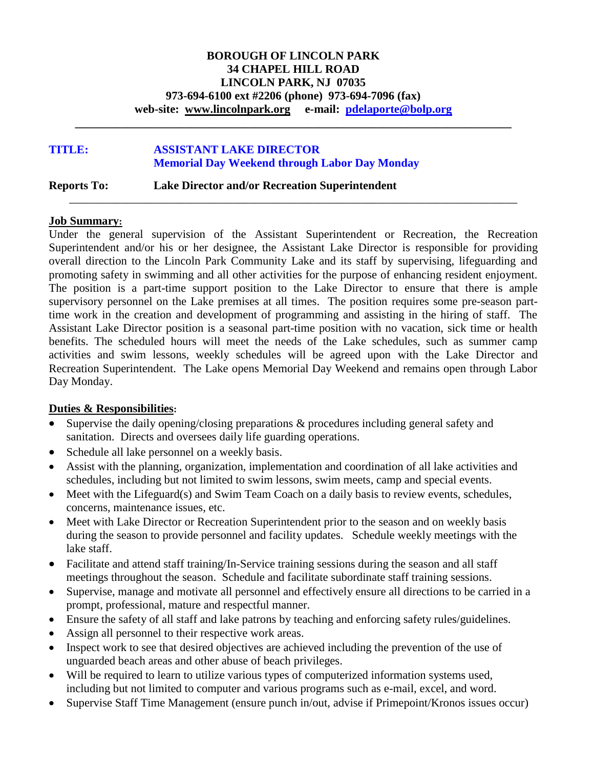**BOROUGH OF LINCOLN PARK**
**34 CHAPEL HILL ROAD**
**LINCOLN PARK, NJ 07035**
**973-694-6100 ext #2206 (phone) 973-694-7096 (fax)**
**web-site: www.lincolnpark.org e-mail: pdelaporte@bolp.org**

---

**TITLE:** **ASSISTANT LAKE DIRECTOR**
**Memorial Day Weekend through Labor Day Monday**

**Reports To:** **Lake Director and/or Recreation Superintendent**

---

## Job Summary:

Under the general supervision of the Assistant Superintendent or Recreation, the Recreation Superintendent and/or his or her designee, the Assistant Lake Director is responsible for providing overall direction to the Lincoln Park Community Lake and its staff by supervising, lifeguarding and promoting safety in swimming and all other activities for the purpose of enhancing resident enjoyment. The position is a part-time support position to the Lake Director to ensure that there is ample supervisory personnel on the Lake premises at all times. The position requires some pre-season part-time work in the creation and development of programming and assisting in the hiring of staff. The Assistant Lake Director position is a seasonal part-time position with no vacation, sick time or health benefits. The scheduled hours will meet the needs of the Lake schedules, such as summer camp activities and swim lessons, weekly schedules will be agreed upon with the Lake Director and Recreation Superintendent. The Lake opens Memorial Day Weekend and remains open through Labor Day Monday.

## Duties & Responsibilities:

- Supervise the daily opening/closing preparations & procedures including general safety and sanitation. Directs and oversees daily life guarding operations.
- Schedule all lake personnel on a weekly basis.
- Assist with the planning, organization, implementation and coordination of all lake activities and schedules, including but not limited to swim lessons, swim meets, camp and special events.
- Meet with the Lifeguard(s) and Swim Team Coach on a daily basis to review events, schedules, concerns, maintenance issues, etc.
- Meet with Lake Director or Recreation Superintendent prior to the season and on weekly basis during the season to provide personnel and facility updates. Schedule weekly meetings with the lake staff.
- Facilitate and attend staff training/In-Service training sessions during the season and all staff meetings throughout the season. Schedule and facilitate subordinate staff training sessions.
- Supervise, manage and motivate all personnel and effectively ensure all directions to be carried in a prompt, professional, mature and respectful manner.
- Ensure the safety of all staff and lake patrons by teaching and enforcing safety rules/guidelines.
- Assign all personnel to their respective work areas.
- Inspect work to see that desired objectives are achieved including the prevention of the use of unguarded beach areas and other abuse of beach privileges.
- Will be required to learn to utilize various types of computerized information systems used, including but not limited to computer and various programs such as e-mail, excel, and word.
- Supervise Staff Time Management (ensure punch in/out, advise if Primepoint/Kronos issues occur)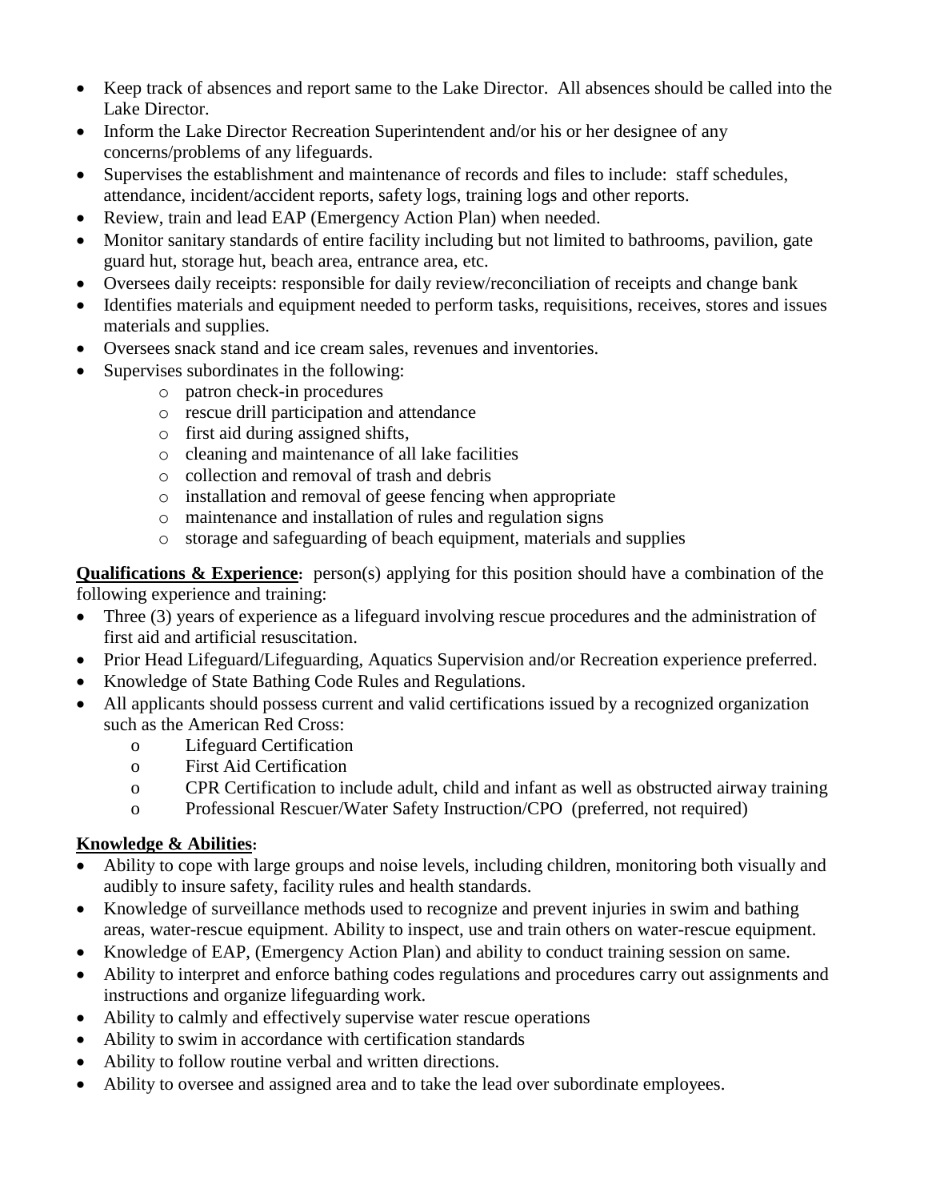- Keep track of absences and report same to the Lake Director. All absences should be called into the Lake Director.
- Inform the Lake Director Recreation Superintendent and/or his or her designee of any concerns/problems of any lifeguards.
- Supervises the establishment and maintenance of records and files to include: staff schedules, attendance, incident/accident reports, safety logs, training logs and other reports.
- Review, train and lead EAP (Emergency Action Plan) when needed.
- Monitor sanitary standards of entire facility including but not limited to bathrooms, pavilion, gate guard hut, storage hut, beach area, entrance area, etc.
- Oversees daily receipts: responsible for daily review/reconciliation of receipts and change bank
- Identifies materials and equipment needed to perform tasks, requisitions, receives, stores and issues materials and supplies.
- Oversees snack stand and ice cream sales, revenues and inventories.
- Supervises subordinates in the following:
    - patron check-in procedures
    - rescue drill participation and attendance
    - first aid during assigned shifts,
    - cleaning and maintenance of all lake facilities
    - collection and removal of trash and debris
    - installation and removal of geese fencing when appropriate
    - maintenance and installation of rules and regulation signs
    - storage and safeguarding of beach equipment, materials and supplies

**Qualifications & Experience:** person(s) applying for this position should have a combination of the following experience and training:

- Three (3) years of experience as a lifeguard involving rescue procedures and the administration of first aid and artificial resuscitation.
- Prior Head Lifeguard/Lifeguarding, Aquatics Supervision and/or Recreation experience preferred.
- Knowledge of State Bathing Code Rules and Regulations.
- All applicants should possess current and valid certifications issued by a recognized organization such as the American Red Cross:
    - Lifeguard Certification
    - First Aid Certification
    - CPR Certification to include adult, child and infant as well as obstructed airway training
    - Professional Rescuer/Water Safety Instruction/CPO (preferred, not required)

**Knowledge & Abilities:**

- Ability to cope with large groups and noise levels, including children, monitoring both visually and audibly to insure safety, facility rules and health standards.
- Knowledge of surveillance methods used to recognize and prevent injuries in swim and bathing areas, water-rescue equipment. Ability to inspect, use and train others on water-rescue equipment.
- Knowledge of EAP, (Emergency Action Plan) and ability to conduct training session on same.
- Ability to interpret and enforce bathing codes regulations and procedures carry out assignments and instructions and organize lifeguarding work.
- Ability to calmly and effectively supervise water rescue operations
- Ability to swim in accordance with certification standards
- Ability to follow routine verbal and written directions.
- Ability to oversee and assigned area and to take the lead over subordinate employees.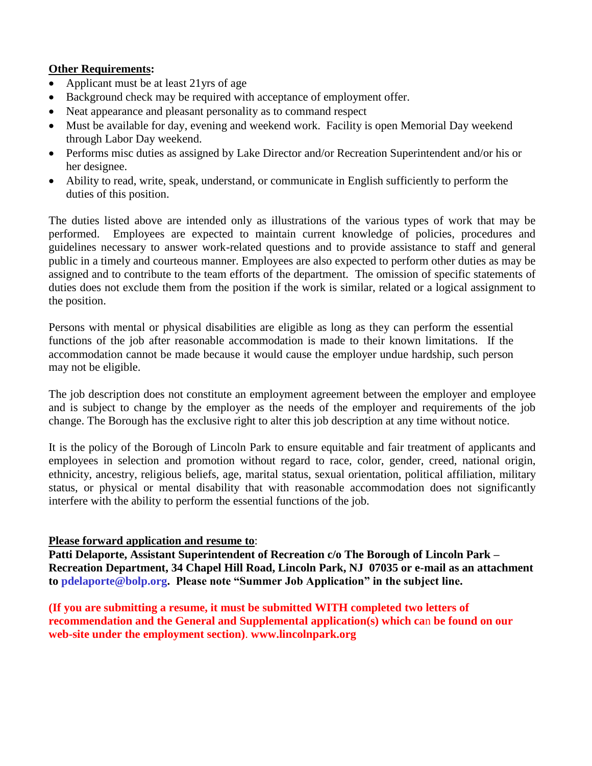**Other Requirements:**

- Applicant must be at least 21yrs of age
- Background check may be required with acceptance of employment offer.
- Neat appearance and pleasant personality as to command respect
- Must be available for day, evening and weekend work. Facility is open Memorial Day weekend through Labor Day weekend.
- Performs misc duties as assigned by Lake Director and/or Recreation Superintendent and/or his or her designee.
- Ability to read, write, speak, understand, or communicate in English sufficiently to perform the duties of this position.

The duties listed above are intended only as illustrations of the various types of work that may be performed. Employees are expected to maintain current knowledge of policies, procedures and guidelines necessary to answer work-related questions and to provide assistance to staff and general public in a timely and courteous manner. Employees are also expected to perform other duties as may be assigned and to contribute to the team efforts of the department. The omission of specific statements of duties does not exclude them from the position if the work is similar, related or a logical assignment to the position.

Persons with mental or physical disabilities are eligible as long as they can perform the essential functions of the job after reasonable accommodation is made to their known limitations. If the accommodation cannot be made because it would cause the employer undue hardship, such person may not be eligible.

The job description does not constitute an employment agreement between the employer and employee and is subject to change by the employer as the needs of the employer and requirements of the job change. The Borough has the exclusive right to alter this job description at any time without notice.

It is the policy of the Borough of Lincoln Park to ensure equitable and fair treatment of applicants and employees in selection and promotion without regard to race, color, gender, creed, national origin, ethnicity, ancestry, religious beliefs, age, marital status, sexual orientation, political affiliation, military status, or physical or mental disability that with reasonable accommodation does not significantly interfere with the ability to perform the essential functions of the job.

**Please forward application and resume to**:

**Patti Delaporte, Assistant Superintendent of Recreation c/o The Borough of Lincoln Park – Recreation Department, 34 Chapel Hill Road, Lincoln Park, NJ 07035 or e-mail as an attachment to pdelaporte@bolp.org. Please note "Summer Job Application" in the subject line.**

**(If you are submitting a resume, it must be submitted WITH completed two letters of recommendation and the General and Supplemental application(s) which can be found on our web-site under the employment section). www.lincolnpark.org**